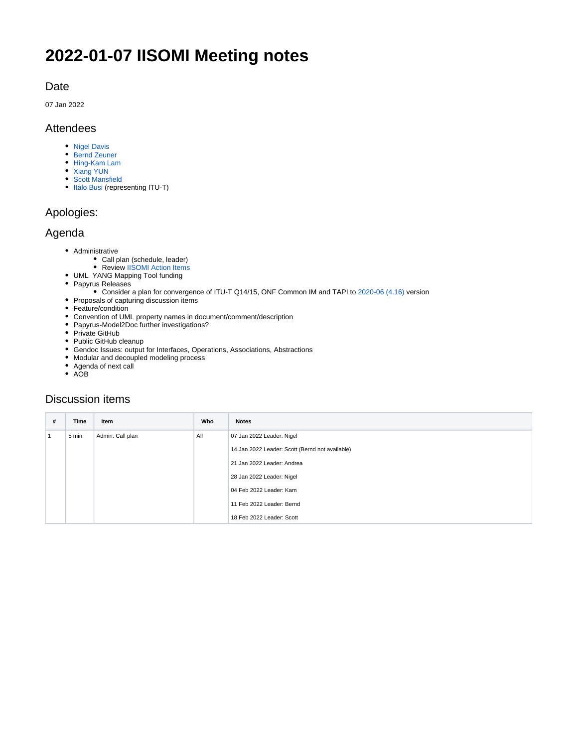# 2022-01-07 IISOMI Meeting notes

## Date

07 Jan 2022

## Attendees

- Nigel Davis
- Bernd Zeuner
- Hing-Kam Lam
- Xiang YUN
- Scott Mansfield
- Italo Busi (representing ITU-T)

## Apologies:

## Agenda

- Administrative
  - Call plan (schedule, leader)
  - Review IISOMI Action Items
- UML YANG Mapping Tool funding
- Papyrus Releases
  - Consider a plan for convergence of ITU-T Q14/15, ONF Common IM and TAPI to 2020-06 (4.16) version
- Proposals of capturing discussion items
- Feature/condition
- Convention of UML property names in document/comment/description
- Papyrus-Model2Doc further investigations?
- Private GitHub
- Public GitHub cleanup
- Gendoc Issues: output for Interfaces, Operations, Associations, Abstractions
- Modular and decoupled modeling process
- Agenda of next call
- AOB

## Discussion items

| # | Time | Item | Who | Notes |
|---|---|---|---|---|
| 1 | 5 min | Admin: Call plan | All | 07 Jan 2022 Leader: Nigel<br><br>14 Jan 2022 Leader: Scott (Bernd not available)<br><br>21 Jan 2022 Leader: Andrea<br><br>28 Jan 2022 Leader: Nigel<br><br>04 Feb 2022 Leader: Kam<br><br>11 Feb 2022 Leader: Bernd<br><br>18 Feb 2022 Leader: Scott |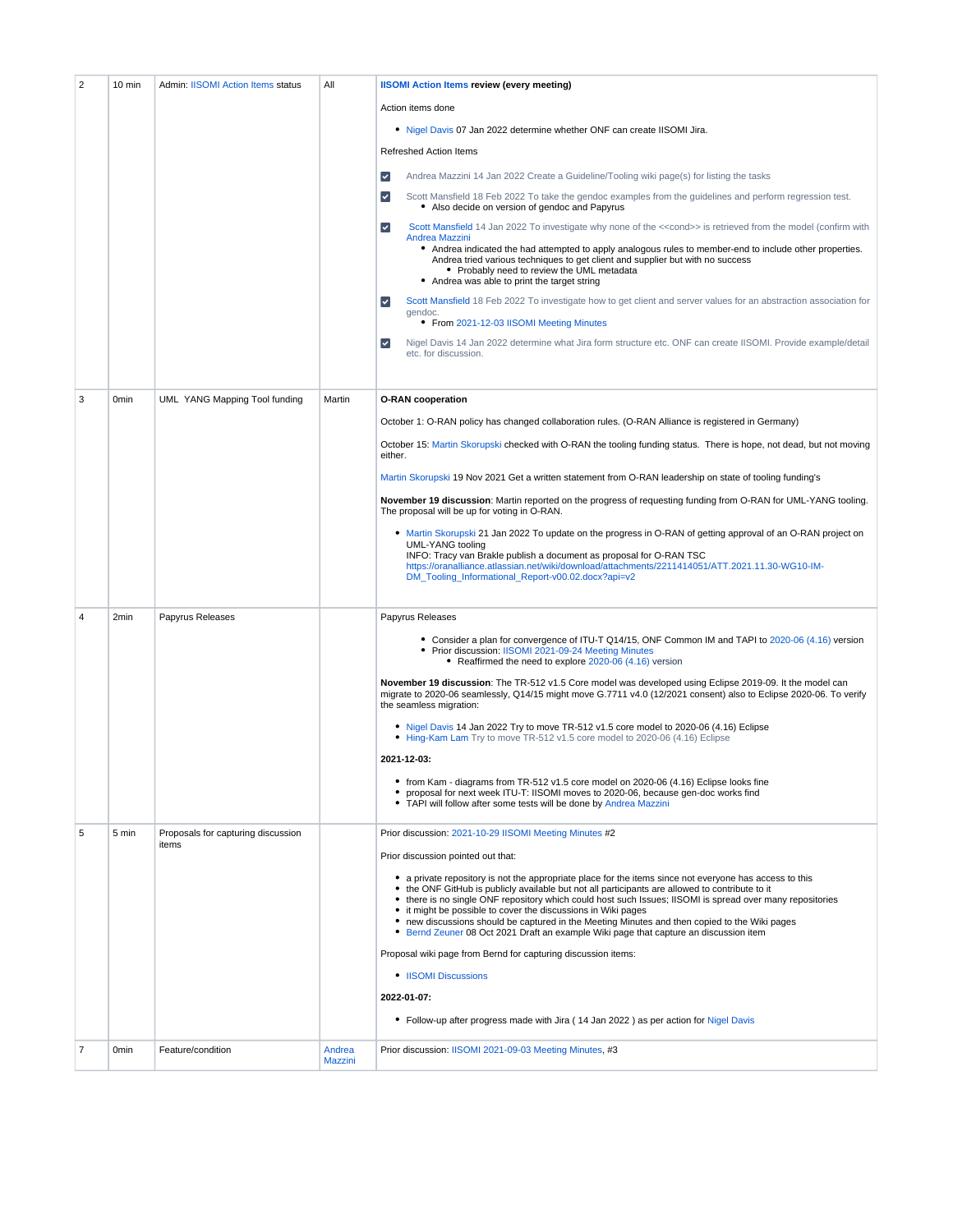| 2 | 10 min | Admin: IISOMI Action Items status | All | **IISOMI Action Items review (every meeting)**<br><br>Action items done<br><br>• Nigel Davis 07 Jan 2022 determine whether ONF can create IISOMI Jira.<br><br>Refreshed Action Items<br><br>☑ Andrea Mazzini 14 Jan 2022 Create a Guideline/Tooling wiki page(s) for listing the tasks<br><br>☑ Scott Mansfield 18 Feb 2022 To take the gendoc examples from the guidelines and perform regression test.<br>  • Also decide on version of gendoc and Papyrus<br><br>☑ Scott Mansfield 14 Jan 2022 To investigate why none of the <<cond>> is retrieved from the model (confirm with Andrea Mazzini<br>  • Andrea indicated the had attempted to apply analogous rules to member-end to include other properties. Andrea tried various techniques to get client and supplier but with no success<br>    • Probably need to review the UML metadata<br>  • Andrea was able to print the target string<br><br>☑ Scott Mansfield 18 Feb 2022 To investigate how to get client and server values for an abstraction association for gendoc.<br>  • From 2021-12-03 IISOMI Meeting Minutes<br><br>☑ Nigel Davis 14 Jan 2022 determine what Jira form structure etc. ONF can create IISOMI. Provide example/detail etc. for discussion. |
|---|---|---|---|---|
| 3 | 0min | UML YANG Mapping Tool funding | Martin | **O-RAN cooperation**<br><br>October 1: O-RAN policy has changed collaboration rules. (O-RAN Alliance is registered in Germany)<br><br>October 15: Martin Skorupski checked with O-RAN the tooling funding status. There is hope, not dead, but not moving either.<br><br>Martin Skorupski 19 Nov 2021 Get a written statement from O-RAN leadership on state of tooling funding's<br><br>**November 19 discussion**: Martin reported on the progress of requesting funding from O-RAN for UML-YANG tooling. The proposal will be up for voting in O-RAN.<br><br>• Martin Skorupski 21 Jan 2022 To update on the progress in O-RAN of getting approval of an O-RAN project on UML-YANG tooling<br>INFO: Tracy van Brakle publish a document as proposal for O-RAN TSC<br>https://oranalliance.atlassian.net/wiki/download/attachments/2211414051/ATT.2021.11.30-WG10-IM-DM_Tooling_Informational_Report-v00.02.docx?api=v2 |
| 4 | 2min | Papyrus Releases | | Papyrus Releases<br><br>  • Consider a plan for convergence of ITU-T Q14/15, ONF Common IM and TAPI to 2020-06 (4.16) version<br>  • Prior discussion: IISOMI 2021-09-24 Meeting Minutes<br>    • Reaffirmed the need to explore 2020-06 (4.16) version<br><br>**November 19 discussion**: The TR-512 v1.5 Core model was developed using Eclipse 2019-09. It the model can migrate to 2020-06 seamlessly, Q14/15 might move G.7711 v4.0 (12/2021 consent) also to Eclipse 2020-06. To verify the seamless migration:<br><br>• Nigel Davis 14 Jan 2022 Try to move TR-512 v1.5 core model to 2020-06 (4.16) Eclipse<br>• Hing-Kam Lam Try to move TR-512 v1.5 core model to 2020-06 (4.16) Eclipse<br><br>**2021-12-03:**<br><br>• from Kam - diagrams from TR-512 v1.5 core model on 2020-06 (4.16) Eclipse looks fine<br>• proposal for next week ITU-T: IISOMI moves to 2020-06, because gen-doc works find<br>• TAPI will follow after some tests will be done by Andrea Mazzini |
| 5 | 5 min | Proposals for capturing discussion items | | Prior discussion: 2021-10-29 IISOMI Meeting Minutes #2<br><br>Prior discussion pointed out that:<br><br>• a private repository is not the appropriate place for the items since not everyone has access to this<br>• the ONF GitHub is publicly available but not all participants are allowed to contribute to it<br>• there is no single ONF repository which could host such Issues; IISOMI is spread over many repositories<br>• it might be possible to cover the discussions in Wiki pages<br>• new discussions should be captured in the Meeting Minutes and then copied to the Wiki pages<br>• Bernd Zeuner 08 Oct 2021 Draft an example Wiki page that capture an discussion item<br><br>Proposal wiki page from Bernd for capturing discussion items:<br><br>• IISOMI Discussions<br><br>**2022-01-07:**<br><br>• Follow-up after progress made with Jira ( 14 Jan 2022 ) as per action for Nigel Davis |
| 7 | 0min | Feature/condition | Andrea Mazzini | Prior discussion: IISOMI 2021-09-03 Meeting Minutes, #3 |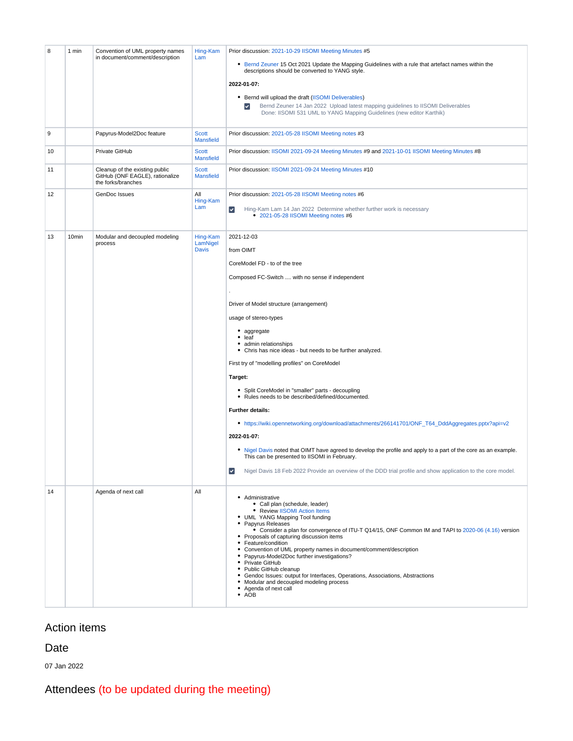| 8 | 1 min | Convention of UML property names in document/comment/description | Hing-Kam Lam | Prior discussion: 2021-10-29 IISOMI Meeting Minutes #5<br><br>• Bernd Zeuner 15 Oct 2021 Update the Mapping Guidelines with a rule that artefact names within the descriptions should be converted to YANG style.<br><br>**2022-01-07:**<br><br>• Bernd will upload the draft (IISOMI Deliverables)<br>☑ Bernd Zeuner 14 Jan 2022 Upload latest mapping guidelines to IISOMI Deliverables Done: IISOMI 531 UML to YANG Mapping Guidelines (new editor Karthik) |
|---|---|---|---|---|
| 9 | | Papyrus-Model2Doc feature | Scott Mansfield | Prior discussion: 2021-05-28 IISOMI Meeting notes #3 |
| 10 | | Private GitHub | Scott Mansfield | Prior discussion: IISOMI 2021-09-24 Meeting Minutes #9 and 2021-10-01 IISOMI Meeting Minutes #8 |
| 11 | | Cleanup of the existing public GitHub (ONF EAGLE), rationalize the forks/branches | Scott Mansfield | Prior discussion: IISOMI 2021-09-24 Meeting Minutes #10 |
| 12 | | GenDoc Issues | All<br>Hing-Kam Lam | Prior discussion: 2021-05-28 IISOMI Meeting notes #6<br><br>☑ Hing-Kam Lam 14 Jan 2022 Determine whether further work is necessary<br>• 2021-05-28 IISOMI Meeting notes #6 |
| 13 | 10min | Modular and decoupled modeling process | Hing-Kam LamNigel Davis | 2021-12-03<br><br>from OIMT<br><br>CoreModel FD - to of the tree<br><br>Composed FC-Switch .... with no sense if independent<br><br>.<br><br>Driver of Model structure (arrangement)<br><br>usage of stereo-types<br><br>• aggregate<br>• leaf<br>• admin relationships<br>• Chris has nice ideas - but needs to be further analyzed.<br><br>First try of "modelling profiles" on CoreModel<br><br>**Target:**<br><br>• Split CoreModel in "smaller" parts - decoupling<br>• Rules needs to be described/defined/documented.<br><br>**Further details:**<br><br>• https://wiki.opennetworking.org/download/attachments/266141701/ONF_T64_DddAggregates.pptx?api=v2<br><br>**2022-01-07:**<br><br>• Nigel Davis noted that OIMT have agreed to develop the profile and apply to a part of the core as an example. This can be presented to IISOMI in February.<br><br>☑ Nigel Davis 18 Feb 2022 Provide an overview of the DDD trial profile and show application to the core model. |
| 14 | | Agenda of next call | All | • Administrative<br>  • Call plan (schedule, leader)<br>  • Review IISOMI Action Items<br>• UML YANG Mapping Tool funding<br>• Papyrus Releases<br>  • Consider a plan for convergence of ITU-T Q14/15, ONF Common IM and TAPI to 2020-06 (4.16) version<br>• Proposals of capturing discussion items<br>• Feature/condition<br>• Convention of UML property names in document/comment/description<br>• Papyrus-Model2Doc further investigations?<br>• Private GitHub<br>• Public GitHub cleanup<br>• Gendoc Issues: output for Interfaces, Operations, Associations, Abstractions<br>• Modular and decoupled modeling process<br>• Agenda of next call<br>• AOB |

## Action items

## Date

07 Jan 2022

## Attendees (to be updated during the meeting)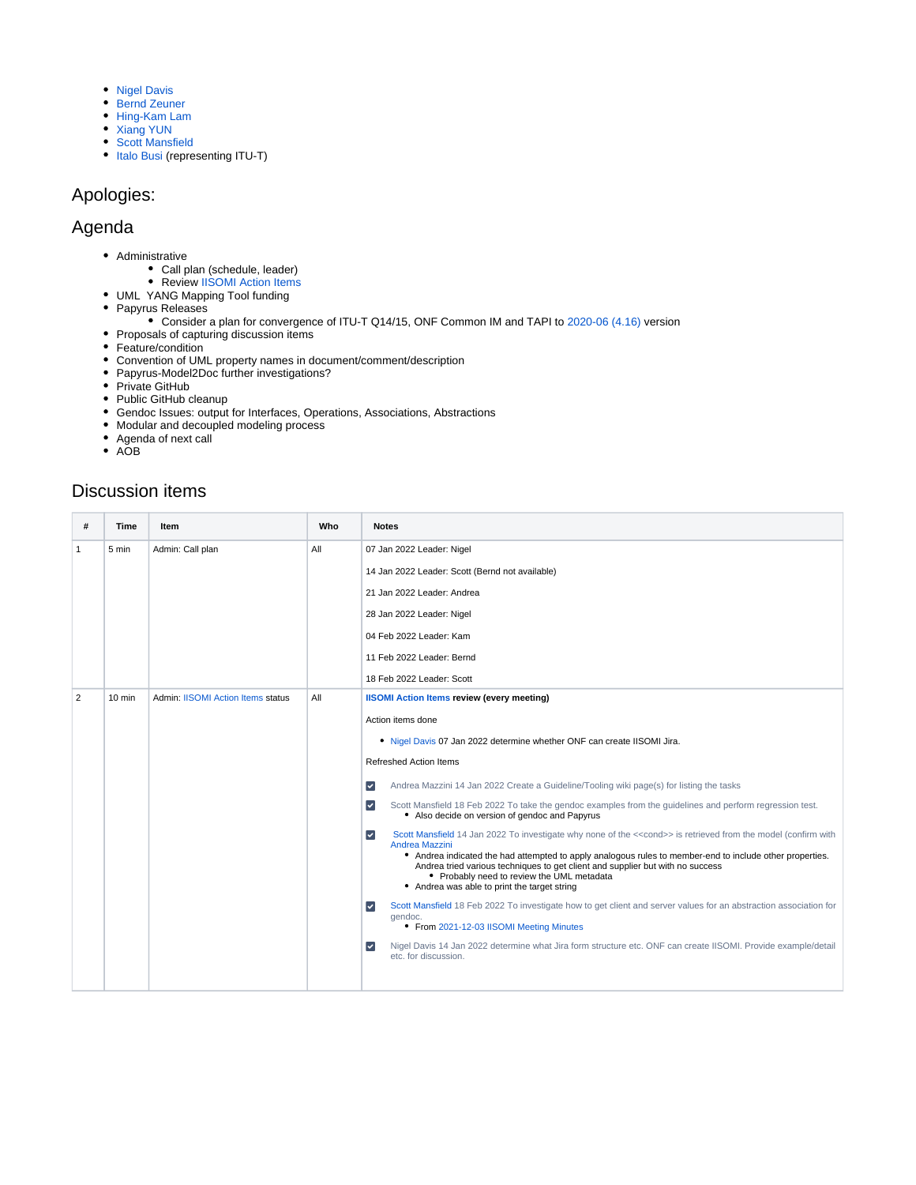- Nigel Davis
- Bernd Zeuner
- Hing-Kam Lam
- Xiang YUN
- Scott Mansfield
- Italo Busi (representing ITU-T)

## Apologies:

## Agenda

- Administrative
  - Call plan (schedule, leader)
  - Review IISOMI Action Items
- UML YANG Mapping Tool funding
- Papyrus Releases
  - Consider a plan for convergence of ITU-T Q14/15, ONF Common IM and TAPI to 2020-06 (4.16) version
- Proposals of capturing discussion items
- Feature/condition
- Convention of UML property names in document/comment/description
- Papyrus-Model2Doc further investigations?
- Private GitHub
- Public GitHub cleanup
- Gendoc Issues: output for Interfaces, Operations, Associations, Abstractions
- Modular and decoupled modeling process
- Agenda of next call
- AOB

## Discussion items

| # | Time | Item | Who | Notes |
|---|---|---|---|---|
| 1 | 5 min | Admin: Call plan | All | 07 Jan 2022 Leader: Nigel<br><br>14 Jan 2022 Leader: Scott (Bernd not available)<br><br>21 Jan 2022 Leader: Andrea<br><br>28 Jan 2022 Leader: Nigel<br><br>04 Feb 2022 Leader: Kam<br><br>11 Feb 2022 Leader: Bernd<br><br>18 Feb 2022 Leader: Scott |
| 2 | 10 min | Admin: IISOMI Action Items status | All | **IISOMI Action Items review (every meeting)**<br><br>Action items done<br><br>• Nigel Davis 07 Jan 2022 determine whether ONF can create IISOMI Jira.<br><br>Refreshed Action Items<br><br>☑ Andrea Mazzini 14 Jan 2022 Create a Guideline/Tooling wiki page(s) for listing the tasks<br><br>☑ Scott Mansfield 18 Feb 2022 To take the gendoc examples from the guidelines and perform regression test.<br>• Also decide on version of gendoc and Papyrus<br><br>☑ Scott Mansfield 14 Jan 2022 To investigate why none of the <<cond>> is retrieved from the model (confirm with Andrea Mazzini<br>• Andrea indicated the had attempted to apply analogous rules to member-end to include other properties. Andrea tried various techniques to get client and supplier but with no success<br>  • Probably need to review the UML metadata<br>• Andrea was able to print the target string<br><br>☑ Scott Mansfield 18 Feb 2022 To investigate how to get client and server values for an abstraction association for gendoc.<br>• From 2021-12-03 IISOMI Meeting Minutes<br><br>☑ Nigel Davis 14 Jan 2022 determine what Jira form structure etc. ONF can create IISOMI. Provide example/detail etc. for discussion. |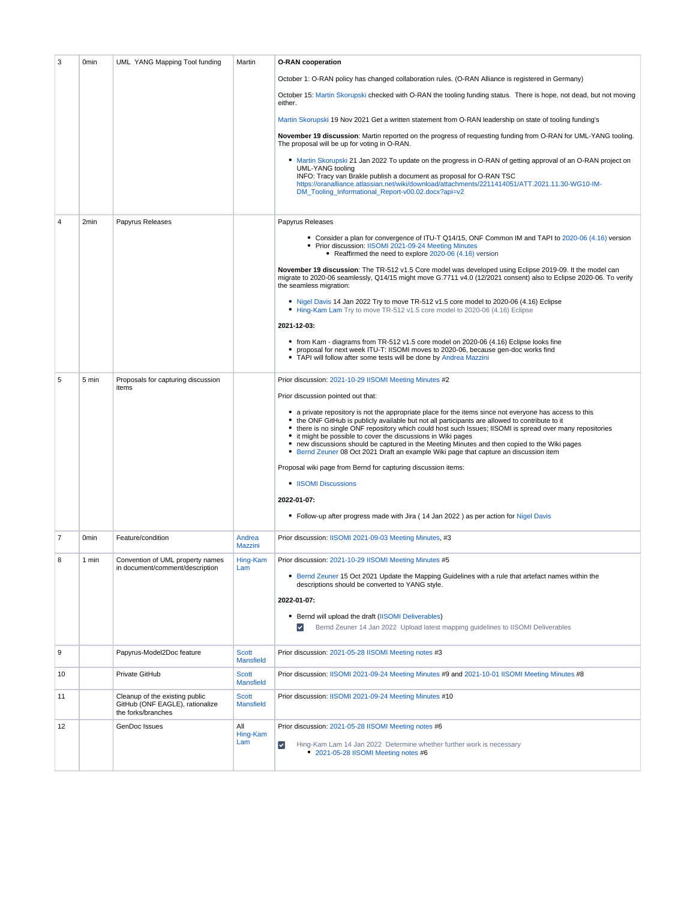| | | | | |
|---|---|---|---|---|
| 3 | 0min | UML YANG Mapping Tool funding | Martin | **O-RAN cooperation**<br><br>October 1: O-RAN policy has changed collaboration rules. (O-RAN Alliance is registered in Germany)<br><br>October 15: Martin Skorupski checked with O-RAN the tooling funding status. There is hope, not dead, but not moving either.<br><br>Martin Skorupski 19 Nov 2021 Get a written statement from O-RAN leadership on state of tooling funding's<br><br>**November 19 discussion**: Martin reported on the progress of requesting funding from O-RAN for UML-YANG tooling. The proposal will be up for voting in O-RAN.<br><br>• Martin Skorupski 21 Jan 2022 To update on the progress in O-RAN of getting approval of an O-RAN project on UML-YANG tooling<br>INFO: Tracy van Brakle publish a document as proposal for O-RAN TSC<br>https://oranalliance.atlassian.net/wiki/download/attachments/2211414051/ATT.2021.11.30-WG10-IM-DM_Tooling_Informational_Report-v00.02.docx?api=v2 |
| 4 | 2min | Papyrus Releases | | Papyrus Releases<br><br>• Consider a plan for convergence of ITU-T Q14/15, ONF Common IM and TAPI to 2020-06 (4.16) version<br>• Prior discussion: IISOMI 2021-09-24 Meeting Minutes<br>&nbsp;&nbsp;• Reaffirmed the need to explore 2020-06 (4.16) version<br><br>**November 19 discussion**: The TR-512 v1.5 Core model was developed using Eclipse 2019-09. It the model can migrate to 2020-06 seamlessly, Q14/15 might move G.7711 v4.0 (12/2021 consent) also to Eclipse 2020-06. To verify the seamless migration:<br><br>• Nigel Davis 14 Jan 2022 Try to move TR-512 v1.5 core model to 2020-06 (4.16) Eclipse<br>• Hing-Kam Lam Try to move TR-512 v1.5 core model to 2020-06 (4.16) Eclipse<br><br>**2021-12-03:**<br><br>• from Kam - diagrams from TR-512 v1.5 core model on 2020-06 (4.16) Eclipse looks fine<br>• proposal for next week ITU-T: IISOMI moves to 2020-06, because gen-doc works find<br>• TAPI will follow after some tests will be done by Andrea Mazzini |
| 5 | 5 min | Proposals for capturing discussion items | | Prior discussion: 2021-10-29 IISOMI Meeting Minutes #2<br><br>Prior discussion pointed out that:<br><br>• a private repository is not the appropriate place for the items since not everyone has access to this<br>• the ONF GitHub is publicly available but not all participants are allowed to contribute to it<br>• there is no single ONF repository which could host such Issues; IISOMI is spread over many repositories<br>• it might be possible to cover the discussions in Wiki pages<br>• new discussions should be captured in the Meeting Minutes and then copied to the Wiki pages<br>• Bernd Zeuner 08 Oct 2021 Draft an example Wiki page that capture an discussion item<br><br>Proposal wiki page from Bernd for capturing discussion items:<br><br>• IISOMI Discussions<br><br>**2022-01-07:**<br><br>• Follow-up after progress made with Jira ( 14 Jan 2022 ) as per action for Nigel Davis |
| 7 | 0min | Feature/condition | Andrea Mazzini | Prior discussion: IISOMI 2021-09-03 Meeting Minutes, #3 |
| 8 | 1 min | Convention of UML property names in document/comment/description | Hing-Kam Lam | Prior discussion: 2021-10-29 IISOMI Meeting Minutes #5<br><br>• Bernd Zeuner 15 Oct 2021 Update the Mapping Guidelines with a rule that artefact names within the descriptions should be converted to YANG style.<br><br>**2022-01-07:**<br><br>• Bernd will upload the draft (IISOMI Deliverables)<br>&nbsp;&nbsp;☑ Bernd Zeuner 14 Jan 2022 Upload latest mapping guidelines to IISOMI Deliverables |
| 9 | | Papyrus-Model2Doc feature | Scott Mansfield | Prior discussion: 2021-05-28 IISOMI Meeting notes #3 |
| 10 | | Private GitHub | Scott Mansfield | Prior discussion: IISOMI 2021-09-24 Meeting Minutes #9 and 2021-10-01 IISOMI Meeting Minutes #8 |
| 11 | | Cleanup of the existing public GitHub (ONF EAGLE), rationalize the forks/branches | Scott Mansfield | Prior discussion: IISOMI 2021-09-24 Meeting Minutes #10 |
| 12 | | GenDoc Issues | All<br>Hing-Kam Lam | Prior discussion: 2021-05-28 IISOMI Meeting notes #6<br><br>☑ Hing-Kam Lam 14 Jan 2022 Determine whether further work is necessary<br>&nbsp;&nbsp;• 2021-05-28 IISOMI Meeting notes #6 |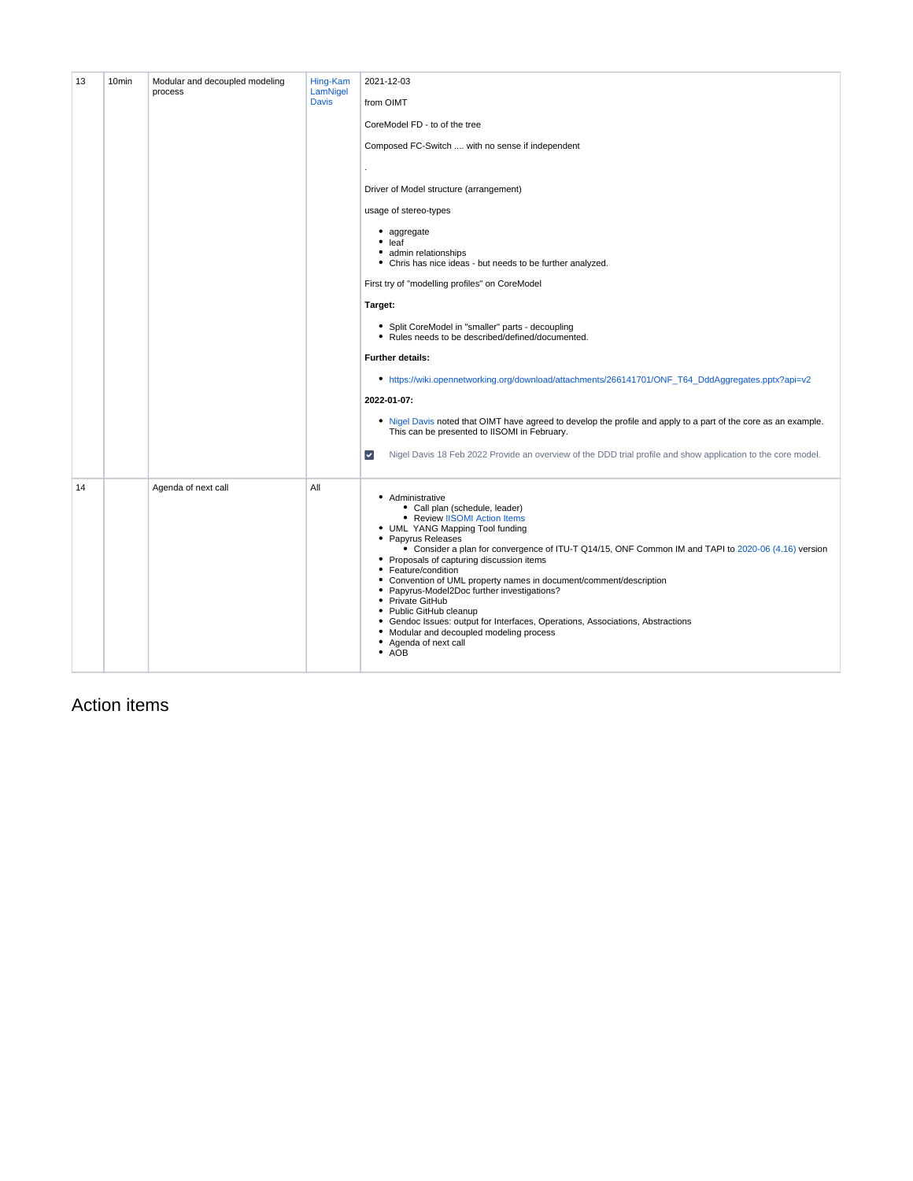| | | | | |
|---|---|---|---|---|
| 13 | 10min | Modular and decoupled modeling process | Hing-Kam LamNigel Davis | 2021-12-03<br><br>from OIMT<br><br>CoreModel FD - to of the tree<br><br>Composed FC-Switch .... with no sense if independent<br><br>.<br><br>Driver of Model structure (arrangement)<br><br>usage of stereo-types<br><br>• aggregate<br>• leaf<br>• admin relationships<br>• Chris has nice ideas - but needs to be further analyzed.<br><br>First try of "modelling profiles" on CoreModel<br><br>**Target:**<br><br>• Split CoreModel in "smaller" parts - decoupling<br>• Rules needs to be described/defined/documented.<br><br>**Further details:**<br><br>• https://wiki.opennetworking.org/download/attachments/266141701/ONF_T64_DddAggregates.pptx?api=v2<br><br>**2022-01-07:**<br><br>• Nigel Davis noted that OIMT have agreed to develop the profile and apply to a part of the core as an example. This can be presented to IISOMI in February.<br><br>☑ Nigel Davis 18 Feb 2022 Provide an overview of the DDD trial profile and show application to the core model. |
| 14 | | Agenda of next call | All | • Administrative<br>&nbsp;&nbsp;&nbsp;&nbsp;• Call plan (schedule, leader)<br>&nbsp;&nbsp;&nbsp;&nbsp;• Review IISOMI Action Items<br>• UML YANG Mapping Tool funding<br>• Papyrus Releases<br>&nbsp;&nbsp;&nbsp;&nbsp;• Consider a plan for convergence of ITU-T Q14/15, ONF Common IM and TAPI to 2020-06 (4.16) version<br>• Proposals of capturing discussion items<br>• Feature/condition<br>• Convention of UML property names in document/comment/description<br>• Papyrus-Model2Doc further investigations?<br>• Private GitHub<br>• Public GitHub cleanup<br>• Gendoc Issues: output for Interfaces, Operations, Associations, Abstractions<br>• Modular and decoupled modeling process<br>• Agenda of next call<br>• AOB |

## Action items